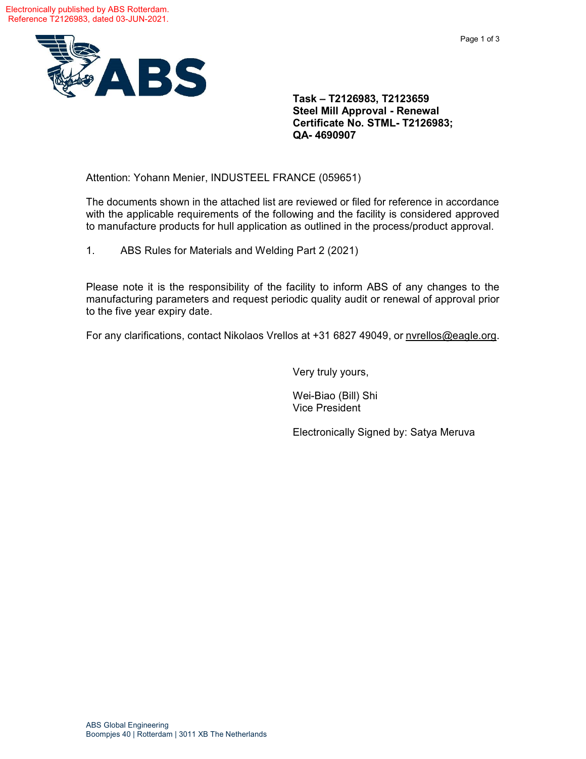Electronically published by ABS Rotterdam.
Reference T2126983, dated 03-JUN-2021.

**Task – T2126983, T2123659**
**Steel Mill Approval - Renewal**
**Certificate No. STML- T2126983;**
**QA- 4690907**

Attention: Yohann Menier, INDUSTEEL FRANCE (059651)

The documents shown in the attached list are reviewed or filed for reference in accordance with the applicable requirements of the following and the facility is considered approved to manufacture products for hull application as outlined in the process/product approval.

1. ABS Rules for Materials and Welding Part 2 (2021)

Please note it is the responsibility of the facility to inform ABS of any changes to the manufacturing parameters and request periodic quality audit or renewal of approval prior to the five year expiry date.

For any clarifications, contact Nikolaos Vrellos at +31 6827 49049, or nvrellos@eagle.org.

Very truly yours,

Wei-Biao (Bill) Shi
Vice President

Electronically Signed by: Satya Meruva

ABS Global Engineering
Boompjes 40 | Rotterdam | 3011 XB The Netherlands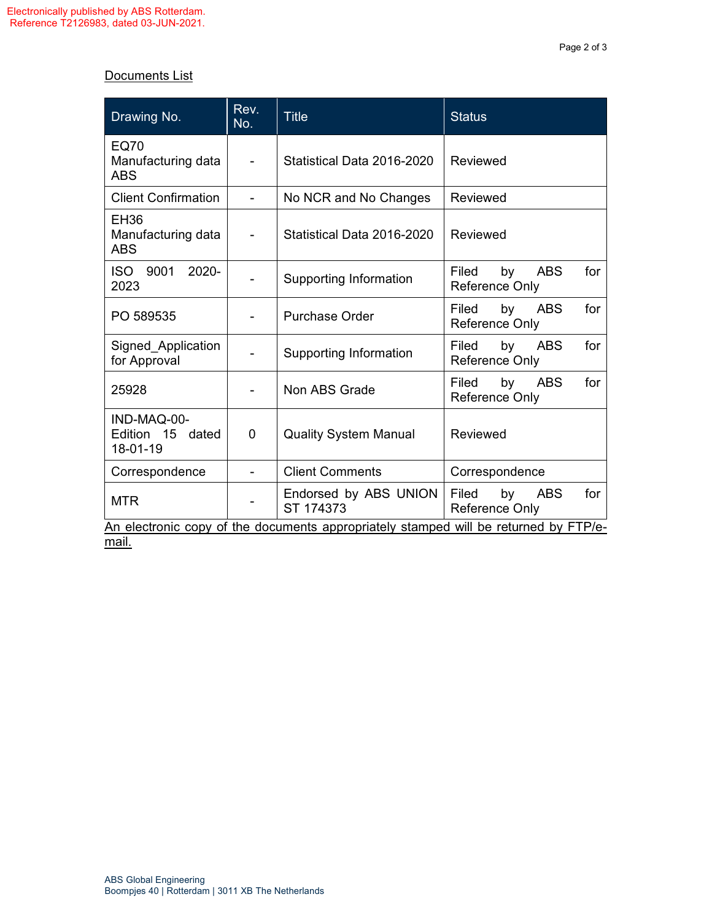Electronically published by ABS Rotterdam.
Reference T2126983, dated 03-JUN-2021.

Documents List

| Drawing No. | Rev. No. | Title | Status |
|---|---|---|---|
| EQ70 Manufacturing data ABS | - | Statistical Data 2016-2020 | Reviewed |
| Client Confirmation | - | No NCR and No Changes | Reviewed |
| EH36 Manufacturing data ABS | - | Statistical Data 2016-2020 | Reviewed |
| ISO 9001 2020-2023 | - | Supporting Information | Filed by ABS for Reference Only |
| PO 589535 | - | Purchase Order | Filed by ABS for Reference Only |
| Signed_Application for Approval | - | Supporting Information | Filed by ABS for Reference Only |
| 25928 | - | Non ABS Grade | Filed by ABS for Reference Only |
| IND-MAQ-00-Edition 15 dated 18-01-19 | 0 | Quality System Manual | Reviewed |
| Correspondence | - | Client Comments | Correspondence |
| MTR | - | Endorsed by ABS UNION ST 174373 | Filed by ABS for Reference Only |

An electronic copy of the documents appropriately stamped will be returned by FTP/e-mail.

ABS Global Engineering
Boompjes 40 | Rotterdam | 3011 XB The Netherlands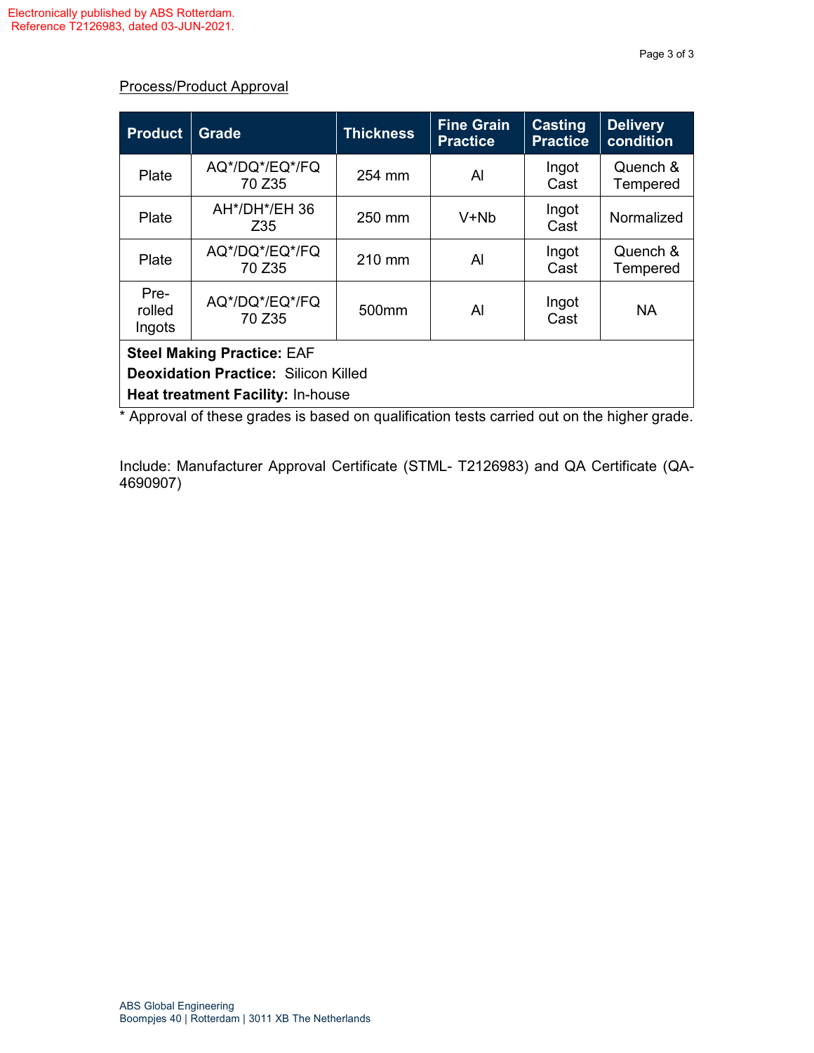Electronically published by ABS Rotterdam.
Reference T2126983, dated 03-JUN-2021.

Process/Product Approval

| Product | Grade | Thickness | Fine Grain Practice | Casting Practice | Delivery condition |
|---|---|---|---|---|---|
| Plate | AQ*/DQ*/EQ*/FQ 70 Z35 | 254 mm | Al | Ingot Cast | Quench & Tempered |
| Plate | AH*/DH*/EH 36 Z35 | 250 mm | V+Nb | Ingot Cast | Normalized |
| Plate | AQ*/DQ*/EQ*/FQ 70 Z35 | 210 mm | Al | Ingot Cast | Quench & Tempered |
| Pre-rolled Ingots | AQ*/DQ*/EQ*/FQ 70 Z35 | 500mm | Al | Ingot Cast | NA |

**Steel Making Practice:** EAF
**Deoxidation Practice:** Silicon Killed
**Heat treatment Facility:** In-house

* Approval of these grades is based on qualification tests carried out on the higher grade.

Include: Manufacturer Approval Certificate (STML- T2126983) and QA Certificate (QA-4690907)

ABS Global Engineering
Boompjes 40 | Rotterdam | 3011 XB The Netherlands